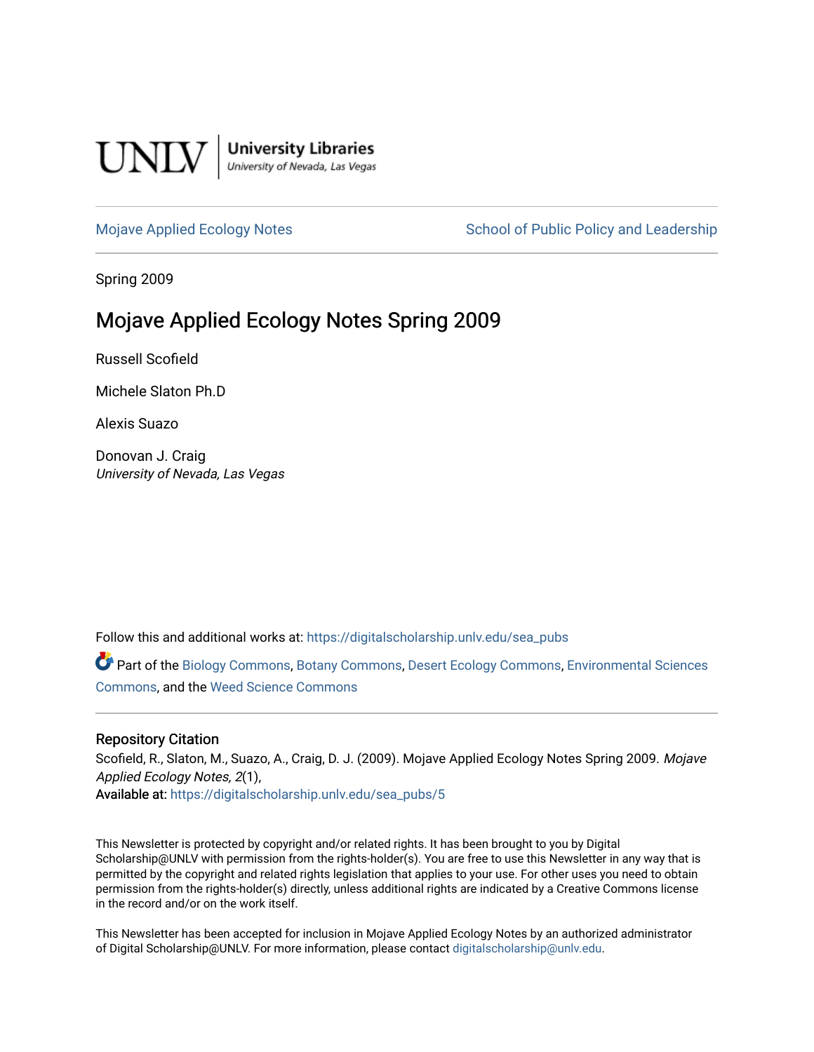UNLV | University Libraries
University of Nevada, Las Vegas

Mojave Applied Ecology Notes | School of Public Policy and Leadership

Spring 2009

# Mojave Applied Ecology Notes Spring 2009

Russell Scofield

Michele Slaton Ph.D

Alexis Suazo

Donovan J. Craig
*University of Nevada, Las Vegas*

Follow this and additional works at: https://digitalscholarship.unlv.edu/sea_pubs

Part of the Biology Commons, Botany Commons, Desert Ecology Commons, Environmental Sciences Commons, and the Weed Science Commons

## Repository Citation

Scofield, R., Slaton, M., Suazo, A., Craig, D. J. (2009). Mojave Applied Ecology Notes Spring 2009. *Mojave Applied Ecology Notes, 2*(1),
Available at: https://digitalscholarship.unlv.edu/sea_pubs/5

This Newsletter is protected by copyright and/or related rights. It has been brought to you by Digital Scholarship@UNLV with permission from the rights-holder(s). You are free to use this Newsletter in any way that is permitted by the copyright and related rights legislation that applies to your use. For other uses you need to obtain permission from the rights-holder(s) directly, unless additional rights are indicated by a Creative Commons license in the record and/or on the work itself.

This Newsletter has been accepted for inclusion in Mojave Applied Ecology Notes by an authorized administrator of Digital Scholarship@UNLV. For more information, please contact digitalscholarship@unlv.edu.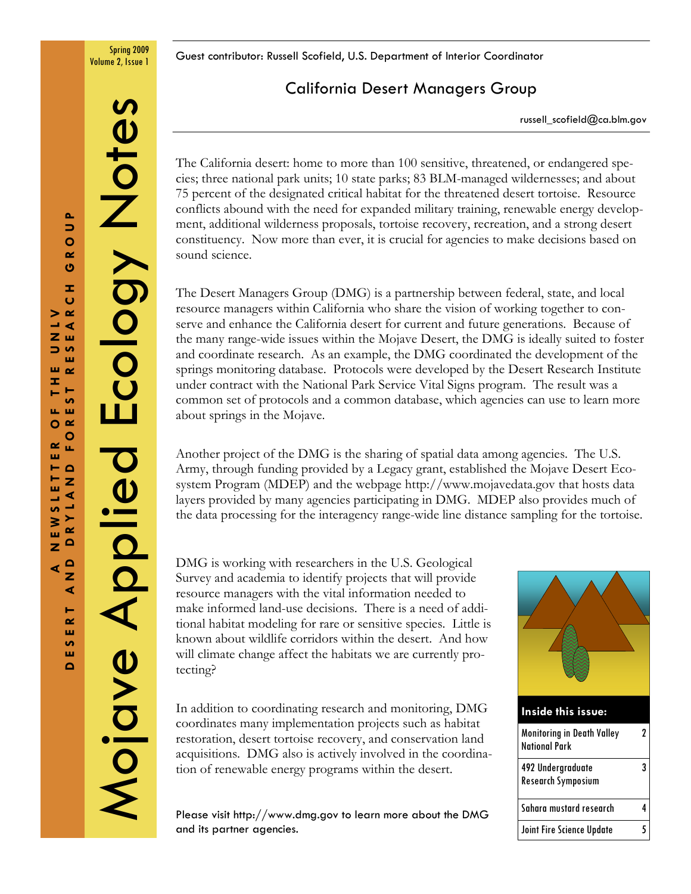# Mojave Applied Ecology Notes

A NEWSLETTER OF THE UNLV DESERT AND DRYLAND FOREST RESEARCH GROUP

Spring 2009
Volume 2, Issue 1

Guest contributor: Russell Scofield, U.S. Department of Interior Coordinator

## California Desert Managers Group

russell_scofield@ca.blm.gov

The California desert: home to more than 100 sensitive, threatened, or endangered species; three national park units; 10 state parks; 83 BLM-managed wildernesses; and about 75 percent of the designated critical habitat for the threatened desert tortoise. Resource conflicts abound with the need for expanded military training, renewable energy development, additional wilderness proposals, tortoise recovery, recreation, and a strong desert constituency. Now more than ever, it is crucial for agencies to make decisions based on sound science.

The Desert Managers Group (DMG) is a partnership between federal, state, and local resource managers within California who share the vision of working together to conserve and enhance the California desert for current and future generations. Because of the many range-wide issues within the Mojave Desert, the DMG is ideally suited to foster and coordinate research. As an example, the DMG coordinated the development of the springs monitoring database. Protocols were developed by the Desert Research Institute under contract with the National Park Service Vital Signs program. The result was a common set of protocols and a common database, which agencies can use to learn more about springs in the Mojave.

Another project of the DMG is the sharing of spatial data among agencies. The U.S. Army, through funding provided by a Legacy grant, established the Mojave Desert Ecosystem Program (MDEP) and the webpage http://www.mojavedata.gov that hosts data layers provided by many agencies participating in DMG. MDEP also provides much of the data processing for the interagency range-wide line distance sampling for the tortoise.

DMG is working with researchers in the U.S. Geological Survey and academia to identify projects that will provide resource managers with the vital information needed to make informed land-use decisions. There is a need of additional habitat modeling for rare or sensitive species. Little is known about wildlife corridors within the desert. And how will climate change affect the habitats we are currently protecting?

In addition to coordinating research and monitoring, DMG coordinates many implementation projects such as habitat restoration, desert tortoise recovery, and conservation land acquisitions. DMG also is actively involved in the coordination of renewable energy programs within the desert.

Please visit http://www.dmg.gov to learn more about the DMG and its partner agencies.

**Inside this issue:**

| | |
|---|---|
| Monitoring in Death Valley National Park | 2 |
| 492 Undergraduate Research Symposium | 3 |
| Sahara mustard research | 4 |
| Joint Fire Science Update | 5 |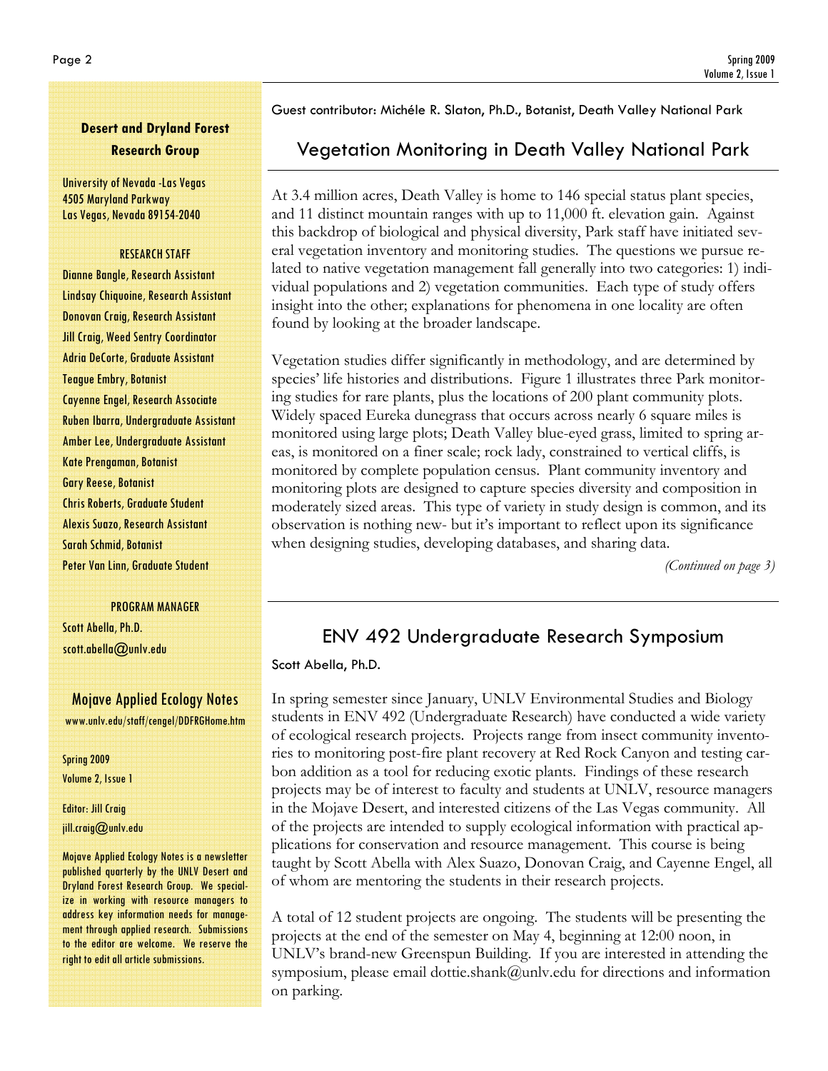Guest contributor: Michéle R. Slaton, Ph.D., Botanist, Death Valley National Park

## Vegetation Monitoring in Death Valley National Park

At 3.4 million acres, Death Valley is home to 146 special status plant species, and 11 distinct mountain ranges with up to 11,000 ft. elevation gain. Against this backdrop of biological and physical diversity, Park staff have initiated several vegetation inventory and monitoring studies. The questions we pursue related to native vegetation management fall generally into two categories: 1) individual populations and 2) vegetation communities. Each type of study offers insight into the other; explanations for phenomena in one locality are often found by looking at the broader landscape.

Vegetation studies differ significantly in methodology, and are determined by species' life histories and distributions. Figure 1 illustrates three Park monitoring studies for rare plants, plus the locations of 200 plant community plots. Widely spaced Eureka dunegrass that occurs across nearly 6 square miles is monitored using large plots; Death Valley blue-eyed grass, limited to spring areas, is monitored on a finer scale; rock lady, constrained to vertical cliffs, is monitored by complete population census. Plant community inventory and monitoring plots are designed to capture species diversity and composition in moderately sized areas. This type of variety in study design is common, and its observation is nothing new- but it's important to reflect upon its significance when designing studies, developing databases, and sharing data.

*(Continued on page 3)*

## ENV 492 Undergraduate Research Symposium

Scott Abella, Ph.D.

In spring semester since January, UNLV Environmental Studies and Biology students in ENV 492 (Undergraduate Research) have conducted a wide variety of ecological research projects. Projects range from insect community inventories to monitoring post-fire plant recovery at Red Rock Canyon and testing carbon addition as a tool for reducing exotic plants. Findings of these research projects may be of interest to faculty and students at UNLV, resource managers in the Mojave Desert, and interested citizens of the Las Vegas community. All of the projects are intended to supply ecological information with practical applications for conservation and resource management. This course is being taught by Scott Abella with Alex Suazo, Donovan Craig, and Cayenne Engel, all of whom are mentoring the students in their research projects.

A total of 12 student projects are ongoing. The students will be presenting the projects at the end of the semester on May 4, beginning at 12:00 noon, in UNLV's brand-new Greenspun Building. If you are interested in attending the symposium, please email dottie.shank@unlv.edu for directions and information on parking.

---

**Desert and Dryland Forest Research Group**

University of Nevada -Las Vegas
4505 Maryland Parkway
Las Vegas, Nevada 89154-2040

RESEARCH STAFF

Dianne Bangle, Research Assistant
Lindsay Chiquoine, Research Assistant
Donovan Craig, Research Assistant
Jill Craig, Weed Sentry Coordinator
Adria DeCorte, Graduate Assistant
Teague Embry, Botanist
Cayenne Engel, Research Associate
Ruben Ibarra, Undergraduate Assistant
Amber Lee, Undergraduate Assistant
Kate Prengaman, Botanist
Gary Reese, Botanist
Chris Roberts, Graduate Student
Alexis Suazo, Research Assistant
Sarah Schmid, Botanist
Peter Van Linn, Graduate Student

PROGRAM MANAGER

Scott Abella, Ph.D.
scott.abella@unlv.edu

**Mojave Applied Ecology Notes**

www.unlv.edu/staff/cengel/DDFRGHome.htm

Spring 2009
Volume 2, Issue 1

Editor: Jill Craig
jill.craig@unlv.edu

Mojave Applied Ecology Notes is a newsletter published quarterly by the UNLV Desert and Dryland Forest Research Group. We specialize in working with resource managers to address key information needs for management through applied research. Submissions to the editor are welcome. We reserve the right to edit all article submissions.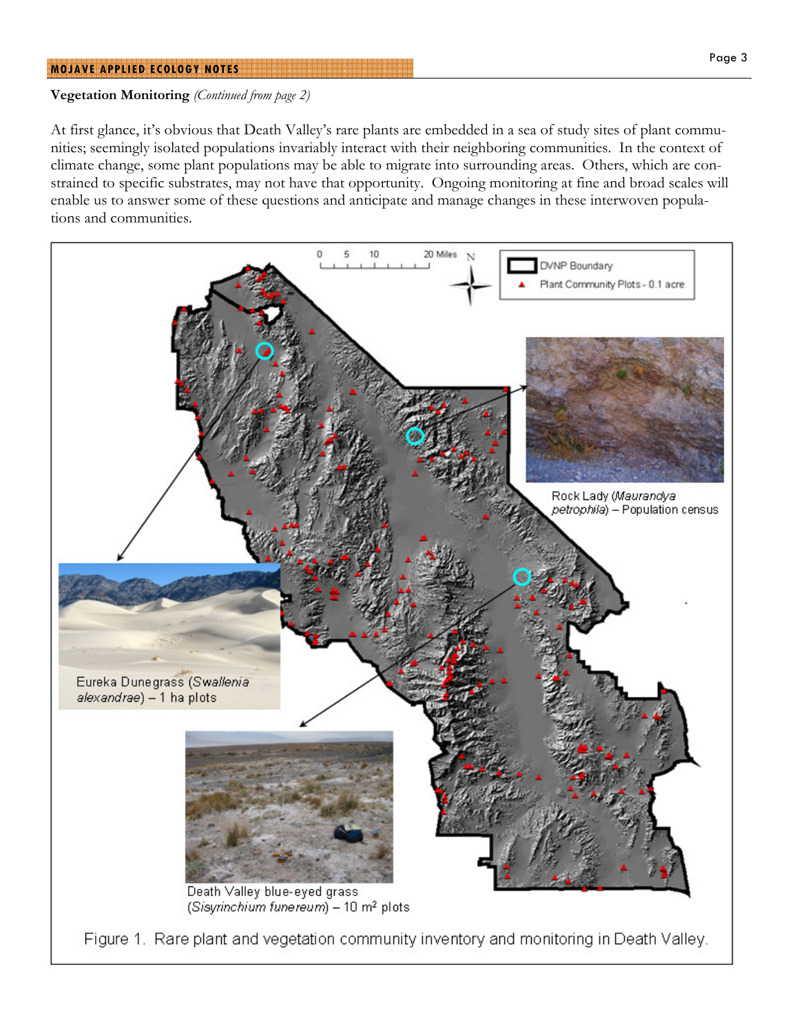**Vegetation Monitoring** *(Continued from page 2)*

At first glance, it's obvious that Death Valley's rare plants are embedded in a sea of study sites of plant communities; seemingly isolated populations invariably interact with their neighboring communities. In the context of climate change, some plant populations may be able to migrate into surrounding areas. Others, which are constrained to specific substrates, may not have that opportunity. Ongoing monitoring at fine and broad scales will enable us to answer some of these questions and anticipate and manage changes in these interwoven populations and communities.

Figure 1. Rare plant and vegetation community inventory and monitoring in Death Valley.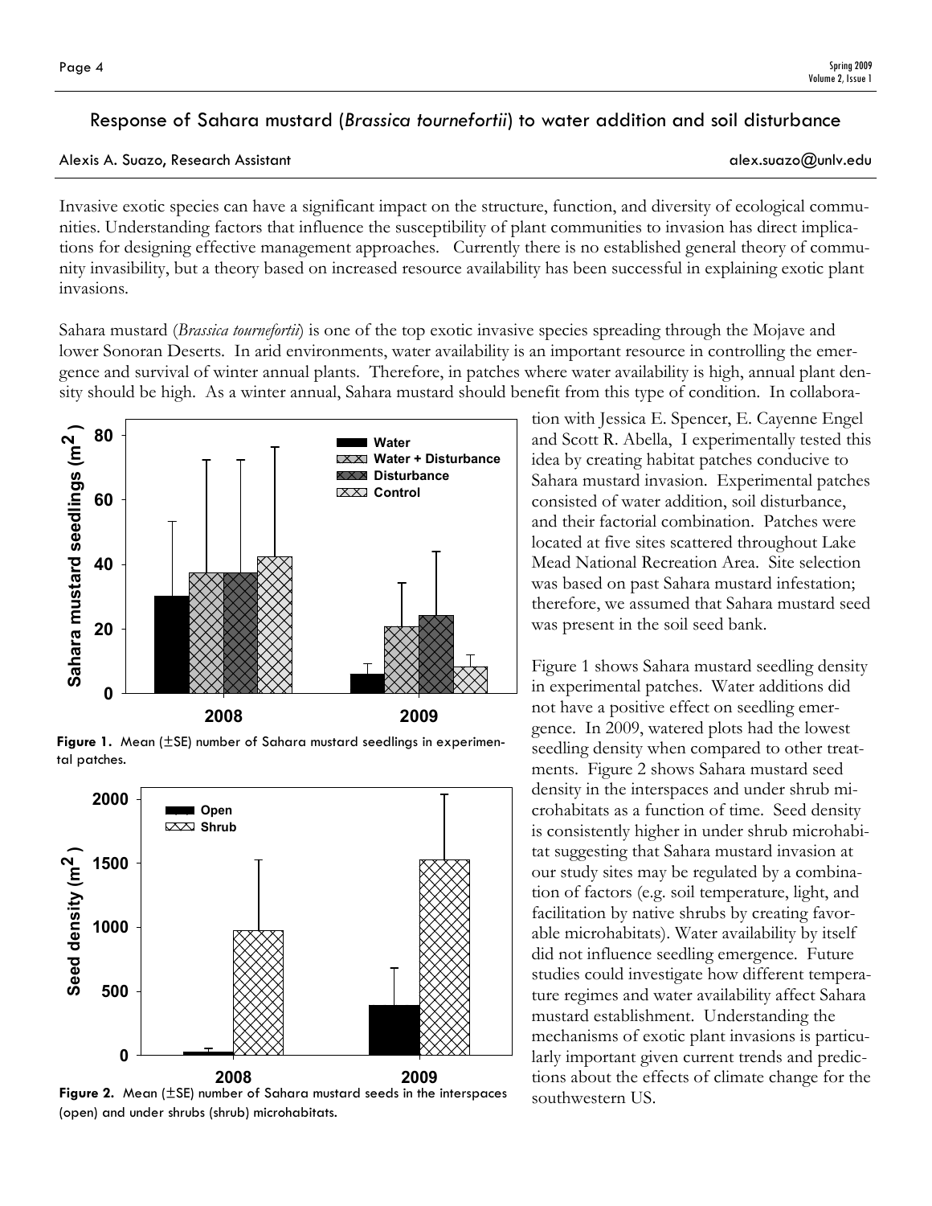# Response of Sahara mustard (*Brassica tournefortii*) to water addition and soil disturbance

Alexis A. Suazo, Research Assistant alex.suazo@unlv.edu

Invasive exotic species can have a significant impact on the structure, function, and diversity of ecological communities. Understanding factors that influence the susceptibility of plant communities to invasion has direct implications for designing effective management approaches. Currently there is no established general theory of community invasibility, but a theory based on increased resource availability has been successful in explaining exotic plant invasions.

Sahara mustard (*Brassica tournefortii*) is one of the top exotic invasive species spreading through the Mojave and lower Sonoran Deserts. In arid environments, water availability is an important resource in controlling the emergence and survival of winter annual plants. Therefore, in patches where water availability is high, annual plant density should be high. As a winter annual, Sahara mustard should benefit from this type of condition. In collaboration with Jessica E. Spencer, E. Cayenne Engel and Scott R. Abella, I experimentally tested this idea by creating habitat patches conducive to Sahara mustard invasion. Experimental patches consisted of water addition, soil disturbance, and their factorial combination. Patches were located at five sites scattered throughout Lake Mead National Recreation Area. Site selection was based on past Sahara mustard infestation; therefore, we assumed that Sahara mustard seed was present in the soil seed bank.

**Figure 1.** Mean (±SE) number of Sahara mustard seedlings in experimental patches.

**Figure 2.** Mean (±SE) number of Sahara mustard seeds in the interspaces (open) and under shrubs (shrub) microhabitats.

Figure 1 shows Sahara mustard seedling density in experimental patches. Water additions did not have a positive effect on seedling emergence. In 2009, watered plots had the lowest seedling density when compared to other treatments. Figure 2 shows Sahara mustard seed density in the interspaces and under shrub microhabitats as a function of time. Seed density is consistently higher in under shrub microhabitat suggesting that Sahara mustard invasion at our study sites may be regulated by a combination of factors (e.g. soil temperature, light, and facilitation by native shrubs by creating favorable microhabitats). Water availability by itself did not influence seedling emergence. Future studies could investigate how different temperature regimes and water availability affect Sahara mustard establishment. Understanding the mechanisms of exotic plant invasions is particularly important given current trends and predictions about the effects of climate change for the southwestern US.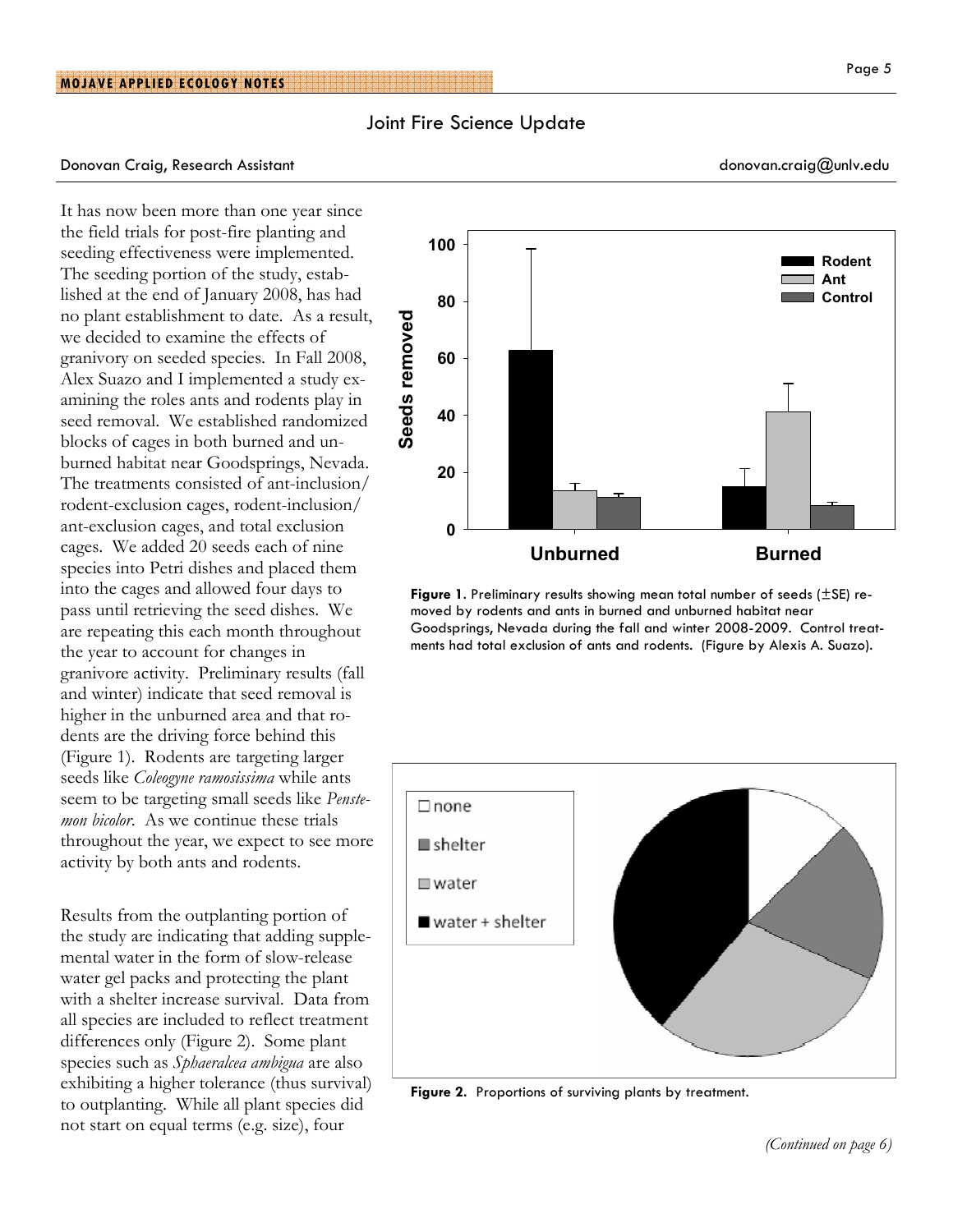## Joint Fire Science Update

Donovan Craig, Research Assistant donovan.craig@unlv.edu

It has now been more than one year since the field trials for post-fire planting and seeding effectiveness were implemented. The seeding portion of the study, established at the end of January 2008, has had no plant establishment to date. As a result, we decided to examine the effects of granivory on seeded species. In Fall 2008, Alex Suazo and I implemented a study examining the roles ants and rodents play in seed removal. We established randomized blocks of cages in both burned and unburned habitat near Goodsprings, Nevada. The treatments consisted of ant-inclusion/rodent-exclusion cages, rodent-inclusion/ant-exclusion cages, and total exclusion cages. We added 20 seeds each of nine species into Petri dishes and placed them into the cages and allowed four days to pass until retrieving the seed dishes. We are repeating this each month throughout the year to account for changes in granivore activity. Preliminary results (fall and winter) indicate that seed removal is higher in the unburned area and that rodents are the driving force behind this (Figure 1). Rodents are targeting larger seeds like *Coleogyne ramosissima* while ants seem to be targeting small seeds like *Penstemon bicolor*. As we continue these trials throughout the year, we expect to see more activity by both ants and rodents.

**Figure 1**. Preliminary results showing mean total number of seeds (±SE) removed by rodents and ants in burned and unburned habitat near Goodsprings, Nevada during the fall and winter 2008-2009. Control treatments had total exclusion of ants and rodents. (Figure by Alexis A. Suazo).

Results from the outplanting portion of the study are indicating that adding supplemental water in the form of slow-release water gel packs and protecting the plant with a shelter increase survival. Data from all species are included to reflect treatment differences only (Figure 2). Some plant species such as *Sphaeralcea ambigua* are also exhibiting a higher tolerance (thus survival) to outplanting. While all plant species did not start on equal terms (e.g. size), four

**Figure 2.** Proportions of surviving plants by treatment.

*(Continued on page 6)*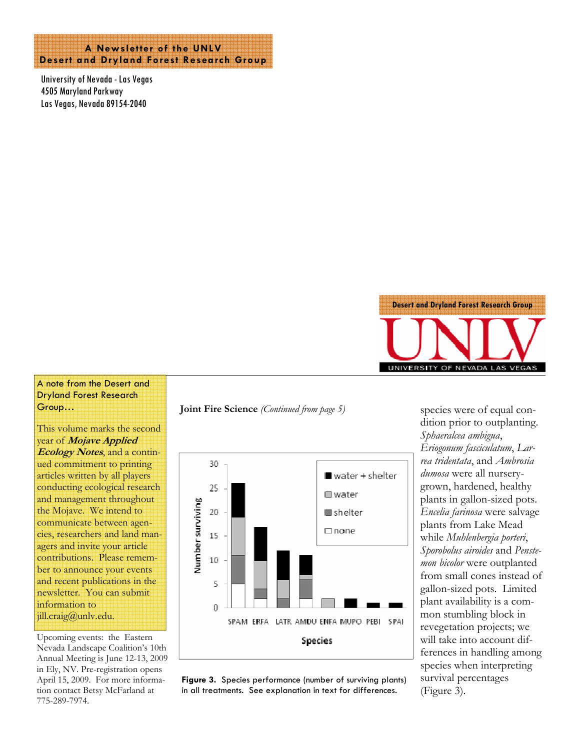A Newsletter of the UNLV
Desert and Dryland Forest Research Group

University of Nevada - Las Vegas
4505 Maryland Parkway
Las Vegas, Nevada 89154-2040

Desert and Dryland Forest Research Group

UNLV

UNIVERSITY OF NEVADA LAS VEGAS

**A note from the Desert and Dryland Forest Research Group…**

This volume marks the second year of ***Mojave Applied Ecology Notes***, and a continued commitment to printing articles written by all players conducting ecological research and management throughout the Mojave. We intend to communicate between agencies, researchers and land managers and invite your article contributions. Please remember to announce your events and recent publications in the newsletter. You can submit information to jill.craig@unlv.edu.

Upcoming events: the Eastern Nevada Landscape Coalition's 10th Annual Meeting is June 12-13, 2009 in Ely, NV. Pre-registration opens April 15, 2009. For more information contact Betsy McFarland at 775-289-7974.

**Joint Fire Science** *(Continued from page 5)*

Number surviving

30
25
20
15
10
5
0

SPAM ERFA LATR AMDU ENFA MUPO PEBI SPAI

Species

water + shelter
water
shelter
none

**Figure 3.** Species performance (number of surviving plants) in all treatments. See explanation in text for differences.

species were of equal condition prior to outplanting. *Sphaeralcea ambigua*, *Eriogonum fasciculatum*, *Larrea tridentata*, and *Ambrosia dumosa* were all nursery-grown, hardened, healthy plants in gallon-sized pots. *Encelia farinosa* were salvage plants from Lake Mead while *Muhlenbergia porteri*, *Sporobolus airoides* and *Penstemon bicolor* were outplanted from small cones instead of gallon-sized pots. Limited plant availability is a common stumbling block in revegetation projects; we will take into account differences in handling among species when interpreting survival percentages (Figure 3).